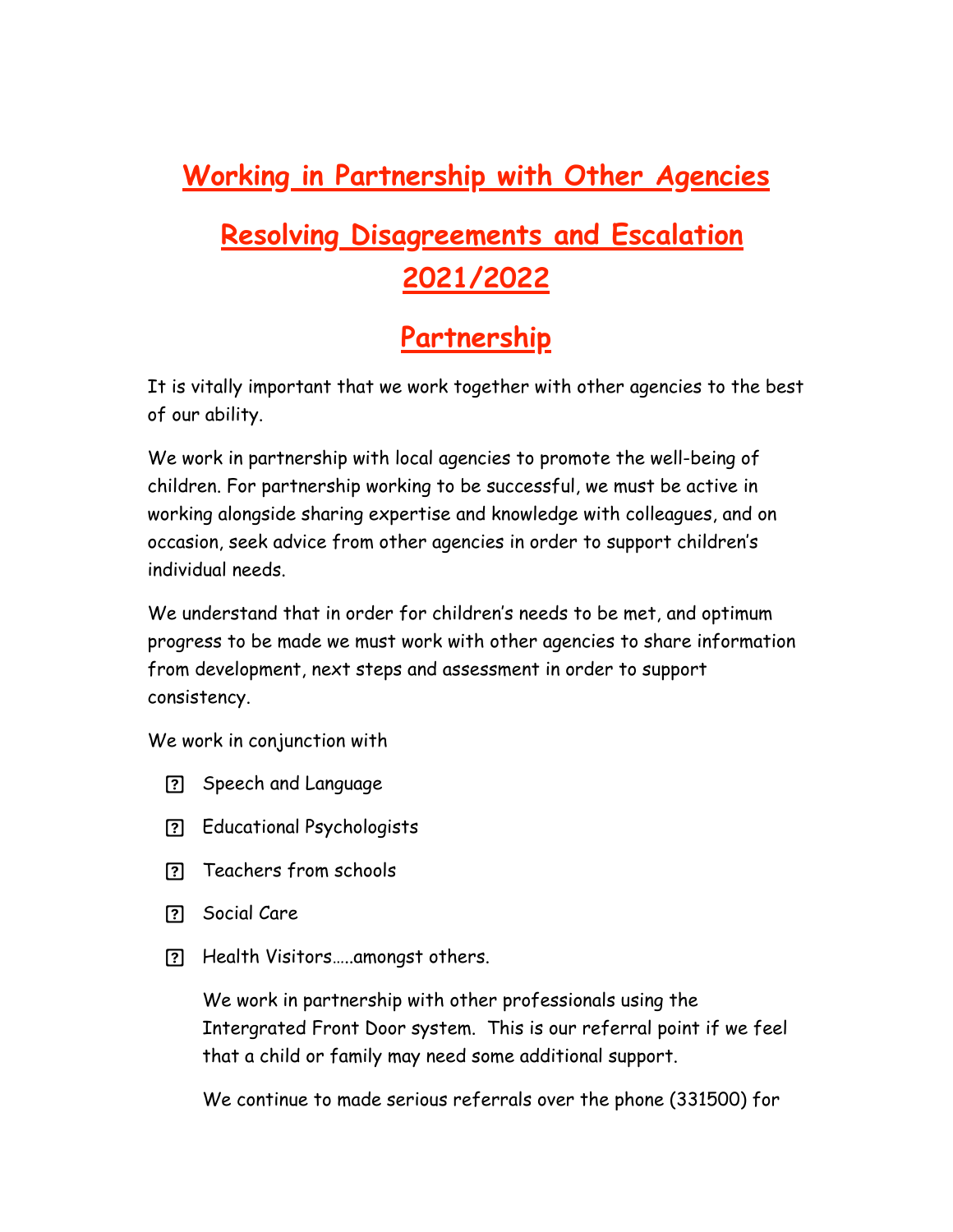# Working in Partnership with Other Agencies

# Resolving Disagreements and Escalation 2021/2022

## Partnership

It is vitally important that we work together with other agencies to the best of our ability.

We work in partnership with local agencies to promote the well-being of children. For partnership working to be successful, we must be active in working alongside sharing expertise and knowledge with colleagues, and on occasion, seek advice from other agencies in order to support children's individual needs.

We understand that in order for children's needs to be met, and optimum progress to be made we must work with other agencies to share information from development, next steps and assessment in order to support consistency.

We work in conjunction with

- Speech and Language
- Educational Psychologists
- Teachers from schools
- Social Care
- Health Visitors…..amongst others.

We work in partnership with other professionals using the Intergrated Front Door system. This is our referral point if we feel that a child or family may need some additional support.

We continue to made serious referrals over the phone (331500) for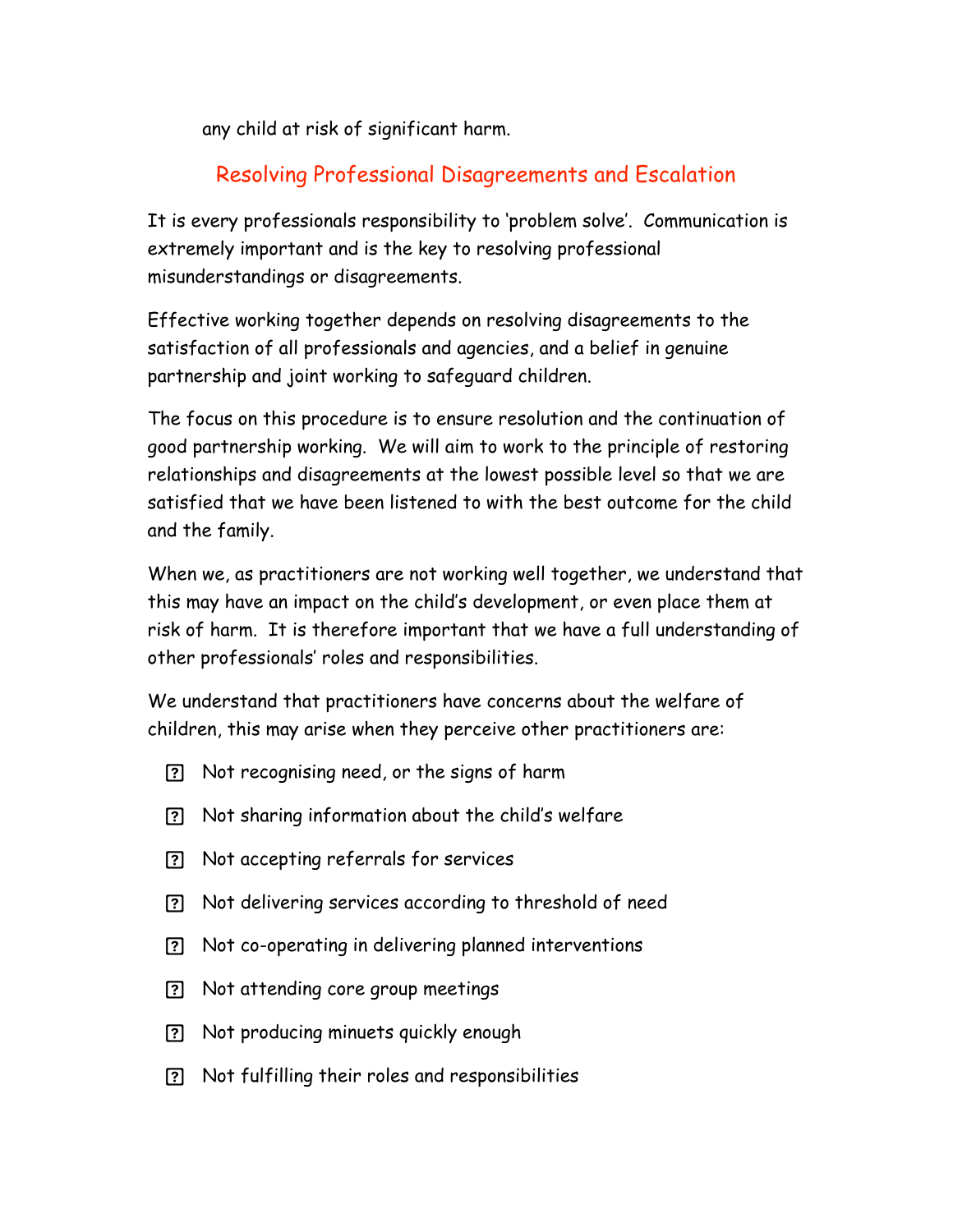any child at risk of significant harm.

## Resolving Professional Disagreements and Escalation

It is every professionals responsibility to 'problem solve'. Communication is extremely important and is the key to resolving professional misunderstandings or disagreements.

Effective working together depends on resolving disagreements to the satisfaction of all professionals and agencies, and a belief in genuine partnership and joint working to safeguard children.

The focus on this procedure is to ensure resolution and the continuation of good partnership working. We will aim to work to the principle of restoring relationships and disagreements at the lowest possible level so that we are satisfied that we have been listened to with the best outcome for the child and the family.

When we, as practitioners are not working well together, we understand that this may have an impact on the child's development, or even place them at risk of harm. It is therefore important that we have a full understanding of other professionals' roles and responsibilities.

We understand that practitioners have concerns about the welfare of children, this may arise when they perceive other practitioners are:

- Not recognising need, or the signs of harm
- Not sharing information about the child's welfare
- Not accepting referrals for services
- Not delivering services according to threshold of need
- Not co-operating in delivering planned interventions
- Not attending core group meetings
- Not producing minuets quickly enough
- Not fulfilling their roles and responsibilities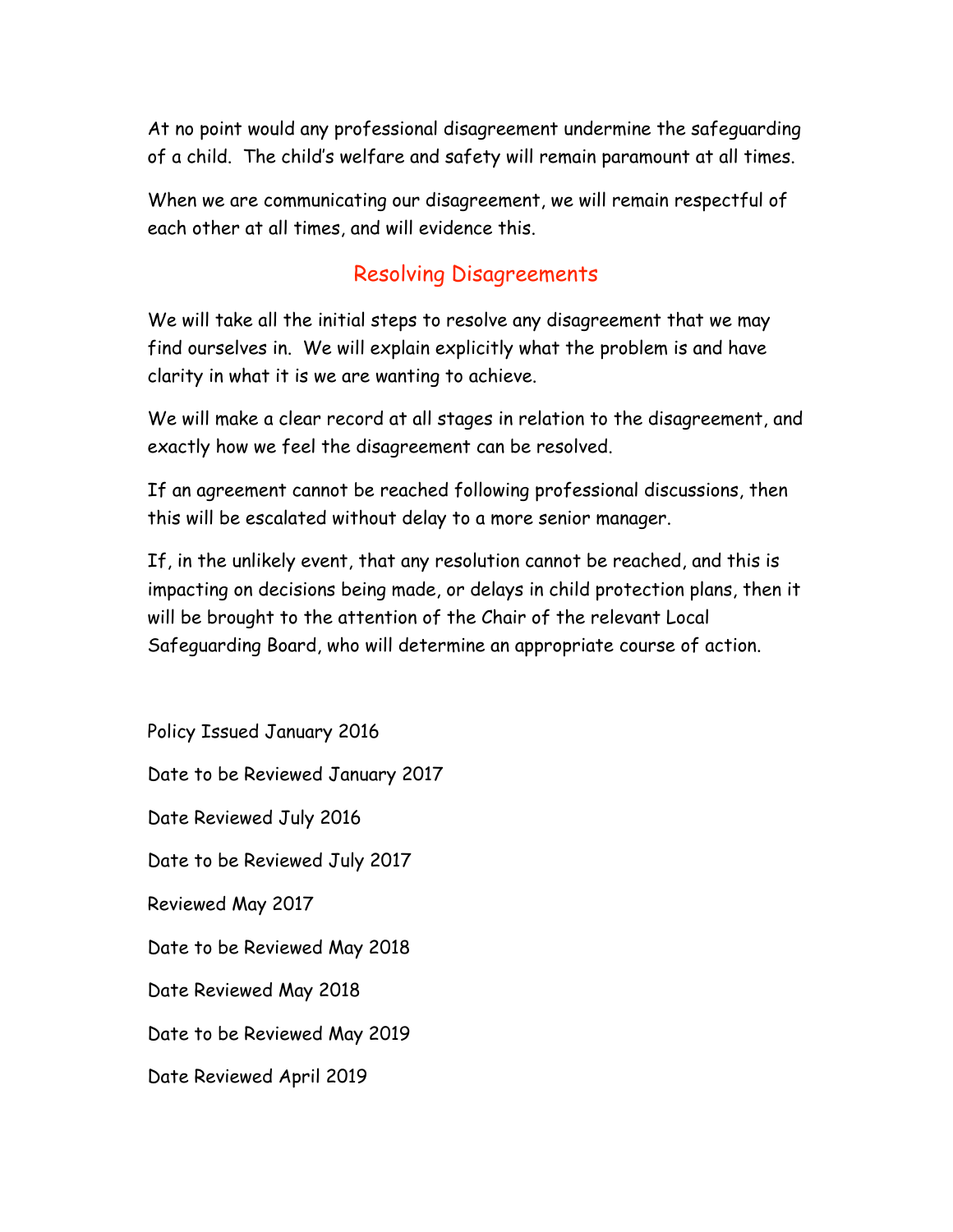At no point would any professional disagreement undermine the safeguarding of a child. The child's welfare and safety will remain paramount at all times.

When we are communicating our disagreement, we will remain respectful of each other at all times, and will evidence this.

## Resolving Disagreements

We will take all the initial steps to resolve any disagreement that we may find ourselves in. We will explain explicitly what the problem is and have clarity in what it is we are wanting to achieve.

We will make a clear record at all stages in relation to the disagreement, and exactly how we feel the disagreement can be resolved.

If an agreement cannot be reached following professional discussions, then this will be escalated without delay to a more senior manager.

If, in the unlikely event, that any resolution cannot be reached, and this is impacting on decisions being made, or delays in child protection plans, then it will be brought to the attention of the Chair of the relevant Local Safeguarding Board, who will determine an appropriate course of action.

Policy Issued January 2016

Date to be Reviewed January 2017

Date Reviewed July 2016

Date to be Reviewed July 2017

Reviewed May 2017

Date to be Reviewed May 2018

Date Reviewed May 2018

Date to be Reviewed May 2019

Date Reviewed April 2019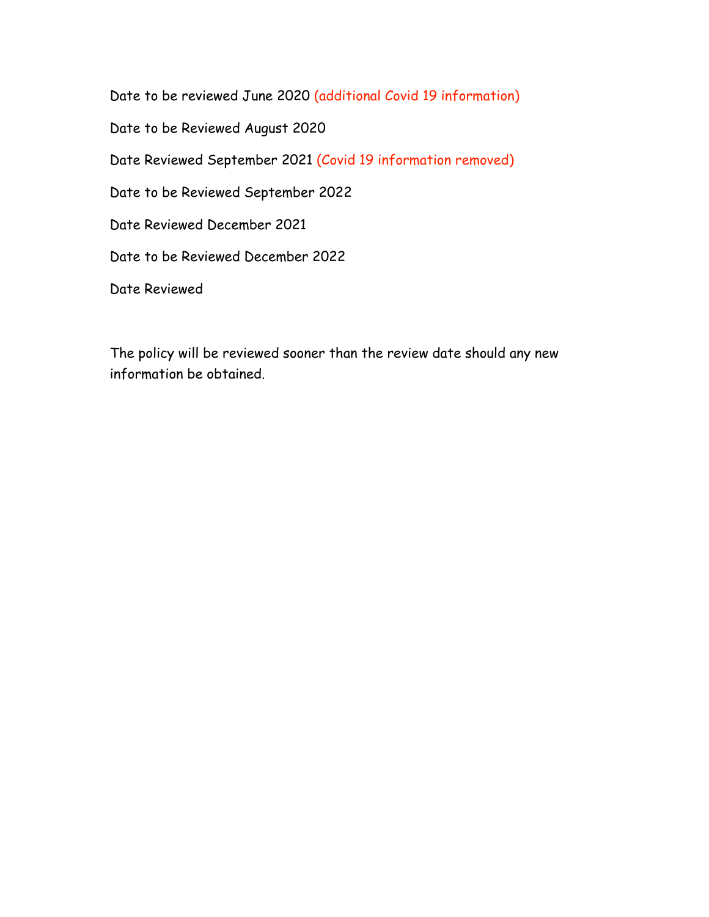Date to be reviewed June 2020 (additional Covid 19 information)

Date to be Reviewed August 2020

Date Reviewed September 2021 (Covid 19 information removed)

Date to be Reviewed September 2022

Date Reviewed December 2021

Date to be Reviewed December 2022

Date Reviewed

The policy will be reviewed sooner than the review date should any new information be obtained.